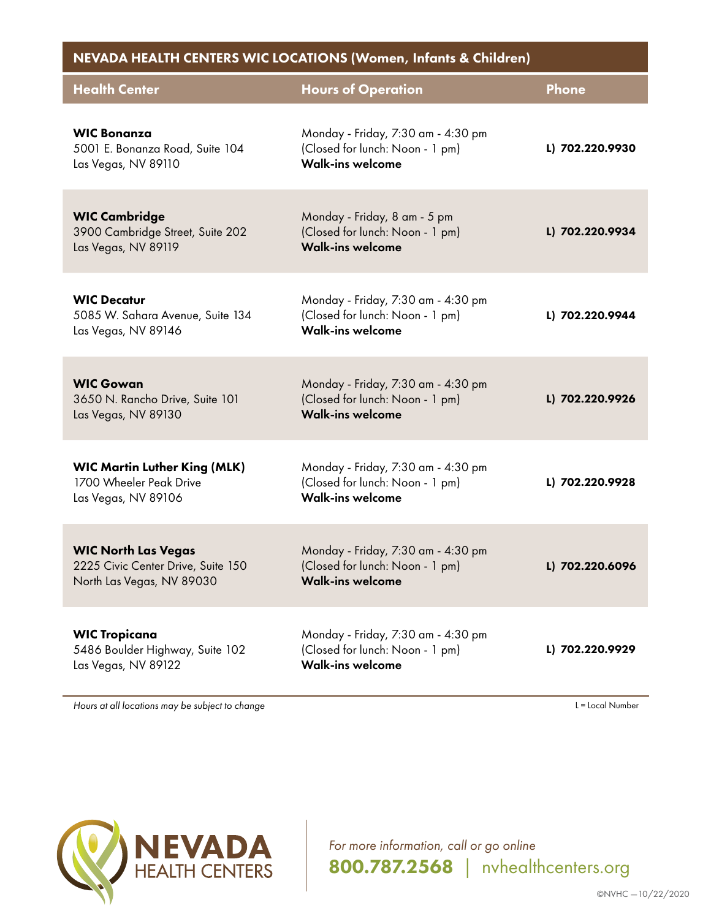## NEVADA HEALTH CENTERS WIC LOCATIONS (Women, Infants & Children)

| Health Center | Hours of Operation | Phone |
|---|---|---|
| **WIC Bonanza**<br>5001 E. Bonanza Road, Suite 104<br>Las Vegas, NV 89110 | Monday - Friday, 7:30 am - 4:30 pm<br>(Closed for lunch: Noon - 1 pm)<br>**Walk-ins welcome** | **L) 702.220.9930** |
| **WIC Cambridge**<br>3900 Cambridge Street, Suite 202<br>Las Vegas, NV 89119 | Monday - Friday, 8 am - 5 pm<br>(Closed for lunch: Noon - 1 pm)<br>**Walk-ins welcome** | **L) 702.220.9934** |
| **WIC Decatur**<br>5085 W. Sahara Avenue, Suite 134<br>Las Vegas, NV 89146 | Monday - Friday, 7:30 am - 4:30 pm<br>(Closed for lunch: Noon - 1 pm)<br>**Walk-ins welcome** | **L) 702.220.9944** |
| **WIC Gowan**<br>3650 N. Rancho Drive, Suite 101<br>Las Vegas, NV 89130 | Monday - Friday, 7:30 am - 4:30 pm<br>(Closed for lunch: Noon - 1 pm)<br>**Walk-ins welcome** | **L) 702.220.9926** |
| **WIC Martin Luther King (MLK)**<br>1700 Wheeler Peak Drive<br>Las Vegas, NV 89106 | Monday - Friday, 7:30 am - 4:30 pm<br>(Closed for lunch: Noon - 1 pm)<br>**Walk-ins welcome** | **L) 702.220.9928** |
| **WIC North Las Vegas**<br>2225 Civic Center Drive, Suite 150<br>North Las Vegas, NV 89030 | Monday - Friday, 7:30 am - 4:30 pm<br>(Closed for lunch: Noon - 1 pm)<br>**Walk-ins welcome** | **L) 702.220.6096** |
| **WIC Tropicana**<br>5486 Boulder Highway, Suite 102<br>Las Vegas, NV 89122 | Monday - Friday, 7:30 am - 4:30 pm<br>(Closed for lunch: Noon - 1 pm)<br>**Walk-ins welcome** | **L) 702.220.9929** |

*Hours at all locations may be subject to change*

L = Local Number

NEVADA HEALTH CENTERS

*For more information, call or go online*

**800.787.2568** | nvhealthcenters.org

©NVHC —10/22/2020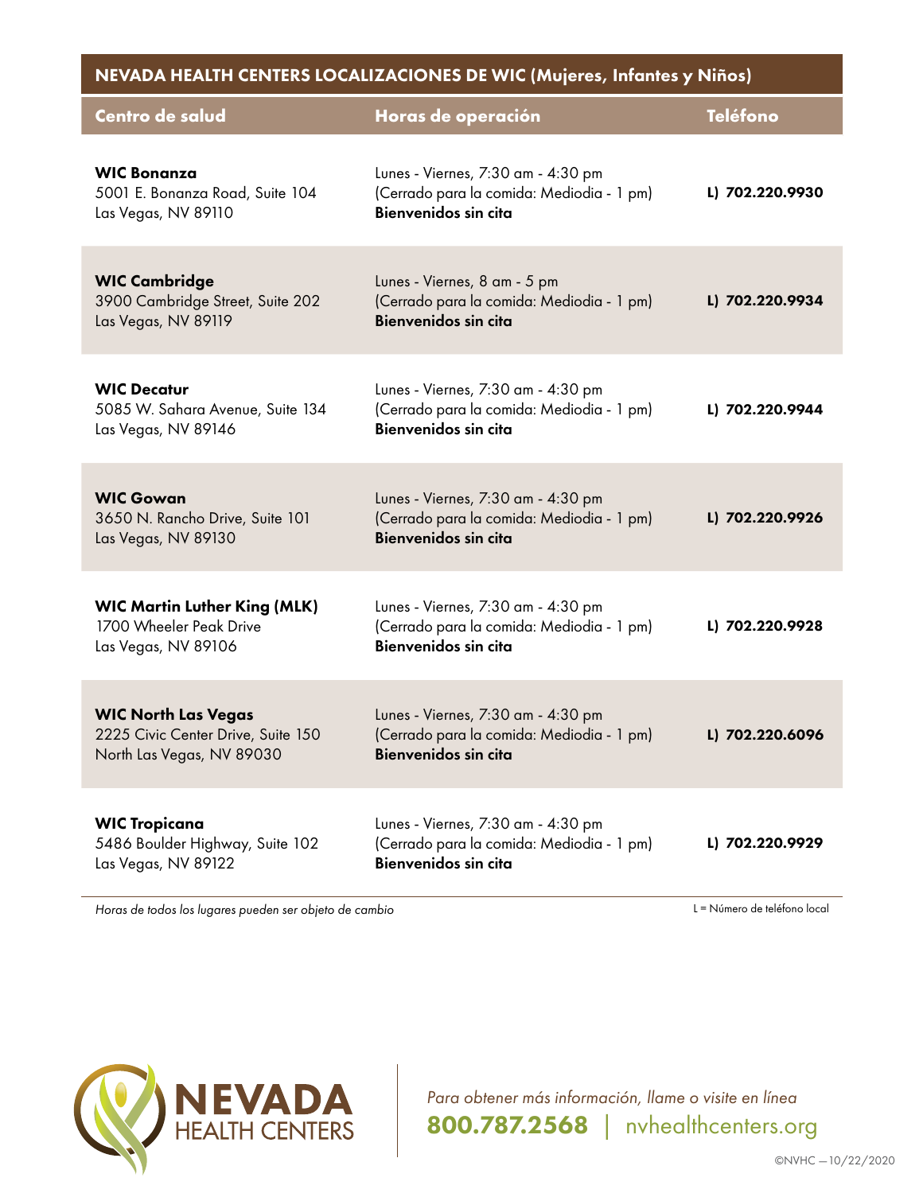## NEVADA HEALTH CENTERS LOCALIZACIONES DE WIC (Mujeres, Infantes y Niños)

| Centro de salud | Horas de operación | Teléfono |
|---|---|---|
| **WIC Bonanza**<br>5001 E. Bonanza Road, Suite 104<br>Las Vegas, NV 89110 | Lunes - Viernes, 7:30 am - 4:30 pm<br>(Cerrado para la comida: Mediodia - 1 pm)<br>**Bienvenidos sin cita** | **L) 702.220.9930** |
| **WIC Cambridge**<br>3900 Cambridge Street, Suite 202<br>Las Vegas, NV 89119 | Lunes - Viernes, 8 am - 5 pm<br>(Cerrado para la comida: Mediodia - 1 pm)<br>**Bienvenidos sin cita** | **L) 702.220.9934** |
| **WIC Decatur**<br>5085 W. Sahara Avenue, Suite 134<br>Las Vegas, NV 89146 | Lunes - Viernes, 7:30 am - 4:30 pm<br>(Cerrado para la comida: Mediodia - 1 pm)<br>**Bienvenidos sin cita** | **L) 702.220.9944** |
| **WIC Gowan**<br>3650 N. Rancho Drive, Suite 101<br>Las Vegas, NV 89130 | Lunes - Viernes, 7:30 am - 4:30 pm<br>(Cerrado para la comida: Mediodia - 1 pm)<br>**Bienvenidos sin cita** | **L) 702.220.9926** |
| **WIC Martin Luther King (MLK)**<br>1700 Wheeler Peak Drive<br>Las Vegas, NV 89106 | Lunes - Viernes, 7:30 am - 4:30 pm<br>(Cerrado para la comida: Mediodia - 1 pm)<br>**Bienvenidos sin cita** | **L) 702.220.9928** |
| **WIC North Las Vegas**<br>2225 Civic Center Drive, Suite 150<br>North Las Vegas, NV 89030 | Lunes - Viernes, 7:30 am - 4:30 pm<br>(Cerrado para la comida: Mediodia - 1 pm)<br>**Bienvenidos sin cita** | **L) 702.220.6096** |
| **WIC Tropicana**<br>5486 Boulder Highway, Suite 102<br>Las Vegas, NV 89122 | Lunes - Viernes, 7:30 am - 4:30 pm<br>(Cerrado para la comida: Mediodia - 1 pm)<br>**Bienvenidos sin cita** | **L) 702.220.9929** |

*Horas de todos los lugares pueden ser objeto de cambio*

L = Número de teléfono local

NEVADA HEALTH CENTERS

*Para obtener más información, llame o visite en línea*

**800.787.2568** | nvhealthcenters.org

©NVHC —10/22/2020